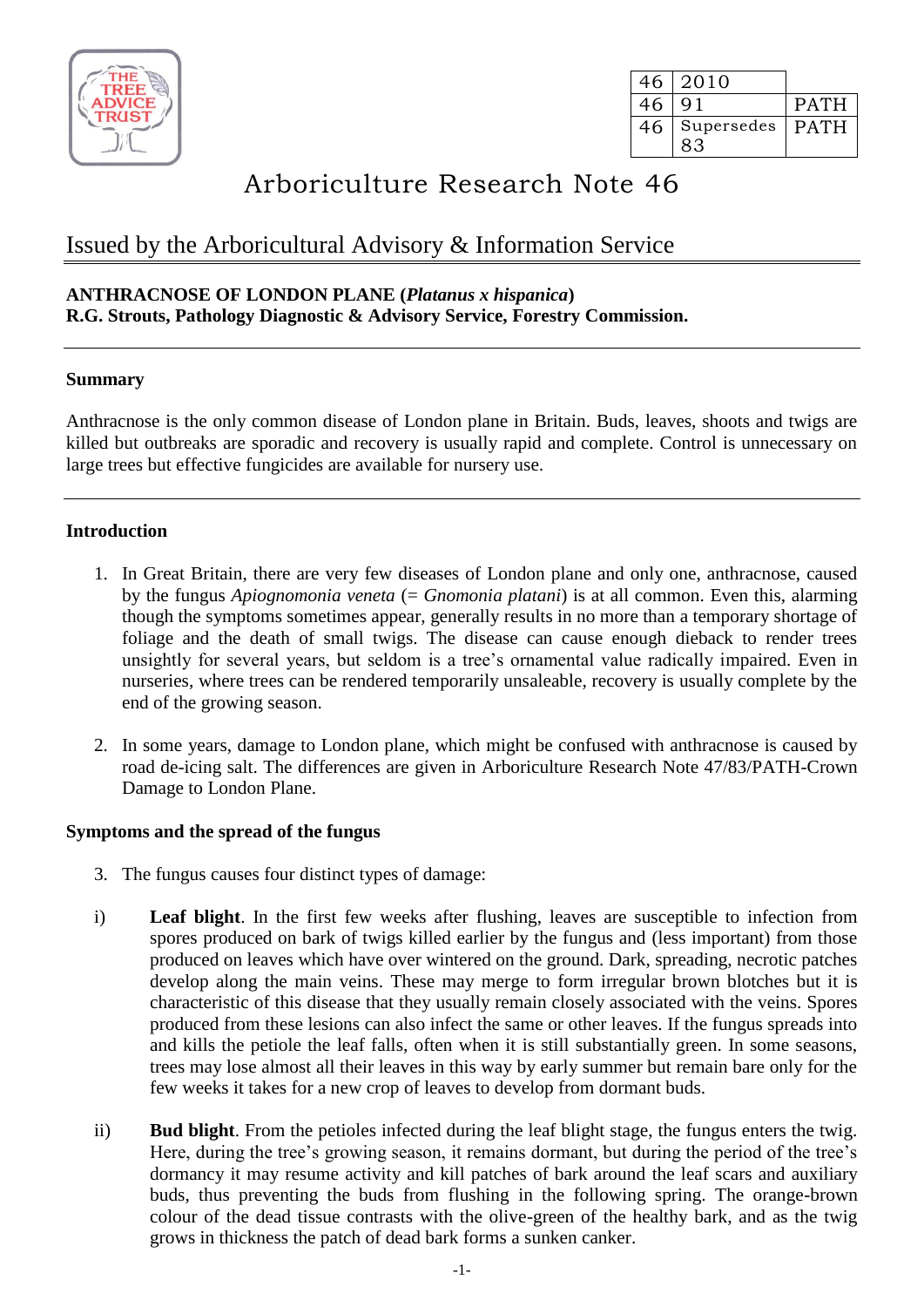| 46 | 2010 | |
|---|---|---|
| 46 | 91 | PATH |
| 46 | Supersedes 83 | PATH |

# Arboriculture Research Note 46

## Issued by the Arboricultural Advisory & Information Service

**ANTHRACNOSE OF LONDON PLANE (*Platanus x hispanica*)**
**R.G. Strouts, Pathology Diagnostic & Advisory Service, Forestry Commission.**

---

### Summary

Anthracnose is the only common disease of London plane in Britain. Buds, leaves, shoots and twigs are killed but outbreaks are sporadic and recovery is usually rapid and complete. Control is unnecessary on large trees but effective fungicides are available for nursery use.

---

### Introduction

1. In Great Britain, there are very few diseases of London plane and only one, anthracnose, caused by the fungus *Apiognomonia veneta* (= *Gnomonia platani*) is at all common. Even this, alarming though the symptoms sometimes appear, generally results in no more than a temporary shortage of foliage and the death of small twigs. The disease can cause enough dieback to render trees unsightly for several years, but seldom is a tree's ornamental value radically impaired. Even in nurseries, where trees can be rendered temporarily unsaleable, recovery is usually complete by the end of the growing season.

2. In some years, damage to London plane, which might be confused with anthracnose is caused by road de-icing salt. The differences are given in Arboriculture Research Note 47/83/PATH-Crown Damage to London Plane.

### Symptoms and the spread of the fungus

3. The fungus causes four distinct types of damage:

i) **Leaf blight**. In the first few weeks after flushing, leaves are susceptible to infection from spores produced on bark of twigs killed earlier by the fungus and (less important) from those produced on leaves which have over wintered on the ground. Dark, spreading, necrotic patches develop along the main veins. These may merge to form irregular brown blotches but it is characteristic of this disease that they usually remain closely associated with the veins. Spores produced from these lesions can also infect the same or other leaves. If the fungus spreads into and kills the petiole the leaf falls, often when it is still substantially green. In some seasons, trees may lose almost all their leaves in this way by early summer but remain bare only for the few weeks it takes for a new crop of leaves to develop from dormant buds.

ii) **Bud blight**. From the petioles infected during the leaf blight stage, the fungus enters the twig. Here, during the tree's growing season, it remains dormant, but during the period of the tree's dormancy it may resume activity and kill patches of bark around the leaf scars and auxiliary buds, thus preventing the buds from flushing in the following spring. The orange-brown colour of the dead tissue contrasts with the olive-green of the healthy bark, and as the twig grows in thickness the patch of dead bark forms a sunken canker.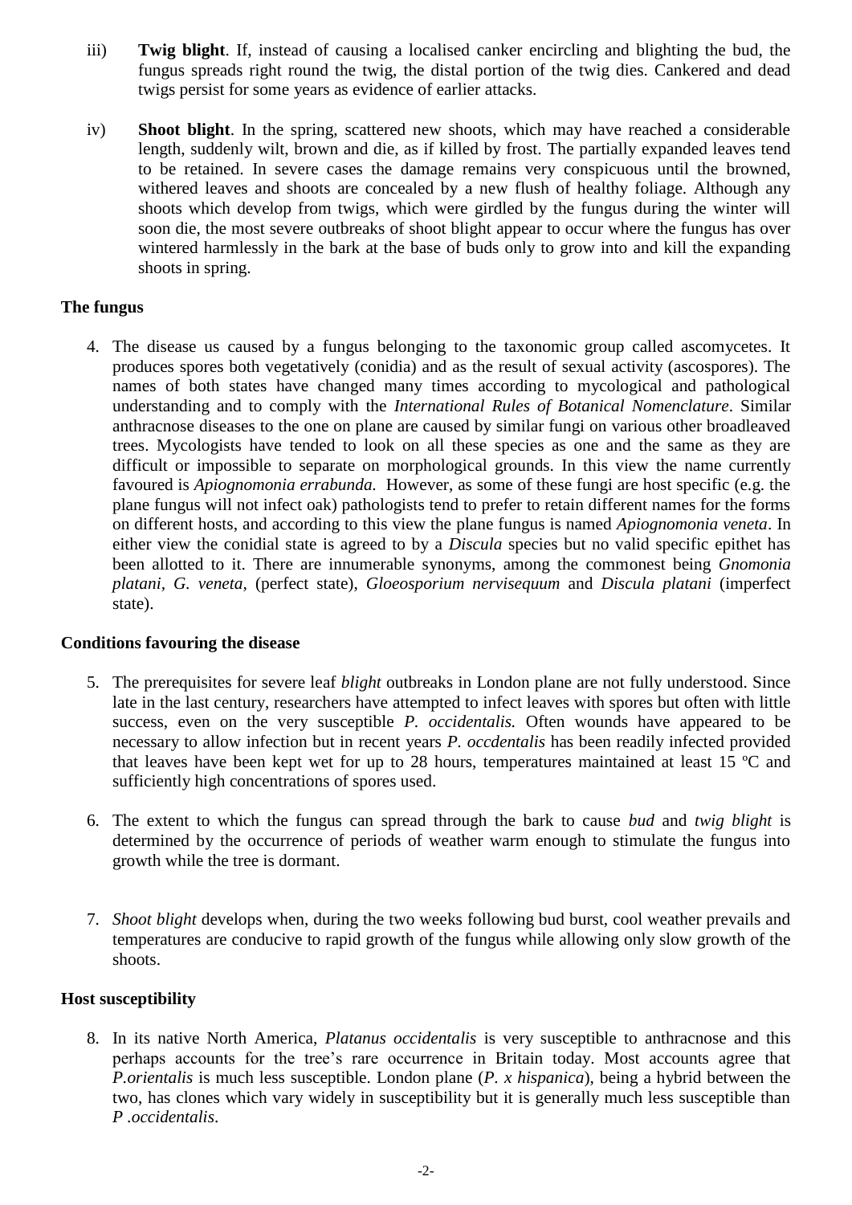iii) **Twig blight**. If, instead of causing a localised canker encircling and blighting the bud, the fungus spreads right round the twig, the distal portion of the twig dies. Cankered and dead twigs persist for some years as evidence of earlier attacks.

iv) **Shoot blight**. In the spring, scattered new shoots, which may have reached a considerable length, suddenly wilt, brown and die, as if killed by frost. The partially expanded leaves tend to be retained. In severe cases the damage remains very conspicuous until the browned, withered leaves and shoots are concealed by a new flush of healthy foliage. Although any shoots which develop from twigs, which were girdled by the fungus during the winter will soon die, the most severe outbreaks of shoot blight appear to occur where the fungus has over wintered harmlessly in the bark at the base of buds only to grow into and kill the expanding shoots in spring.

**The fungus**

4. The disease us caused by a fungus belonging to the taxonomic group called ascomycetes. It produces spores both vegetatively (conidia) and as the result of sexual activity (ascospores). The names of both states have changed many times according to mycological and pathological understanding and to comply with the *International Rules of Botanical Nomenclature*. Similar anthracnose diseases to the one on plane are caused by similar fungi on various other broadleaved trees. Mycologists have tended to look on all these species as one and the same as they are difficult or impossible to separate on morphological grounds. In this view the name currently favoured is *Apiognomonia errabunda.* However, as some of these fungi are host specific (e.g. the plane fungus will not infect oak) pathologists tend to prefer to retain different names for the forms on different hosts, and according to this view the plane fungus is named *Apiognomonia veneta*. In either view the conidial state is agreed to by a *Discula* species but no valid specific epithet has been allotted to it. There are innumerable synonyms, among the commonest being *Gnomonia platani*, *G. veneta,* (perfect state), *Gloeosporium nervisequum* and *Discula platani* (imperfect state).

**Conditions favouring the disease**

5. The prerequisites for severe leaf *blight* outbreaks in London plane are not fully understood. Since late in the last century, researchers have attempted to infect leaves with spores but often with little success, even on the very susceptible *P. occidentalis.* Often wounds have appeared to be necessary to allow infection but in recent years *P. occdentalis* has been readily infected provided that leaves have been kept wet for up to 28 hours, temperatures maintained at least 15 ºC and sufficiently high concentrations of spores used.

6. The extent to which the fungus can spread through the bark to cause *bud* and *twig blight* is determined by the occurrence of periods of weather warm enough to stimulate the fungus into growth while the tree is dormant.

7. *Shoot blight* develops when, during the two weeks following bud burst, cool weather prevails and temperatures are conducive to rapid growth of the fungus while allowing only slow growth of the shoots.

**Host susceptibility**

8. In its native North America, *Platanus occidentalis* is very susceptible to anthracnose and this perhaps accounts for the tree's rare occurrence in Britain today. Most accounts agree that *P.orientalis* is much less susceptible. London plane (*P. x hispanica*), being a hybrid between the two, has clones which vary widely in susceptibility but it is generally much less susceptible than *P .occidentalis*.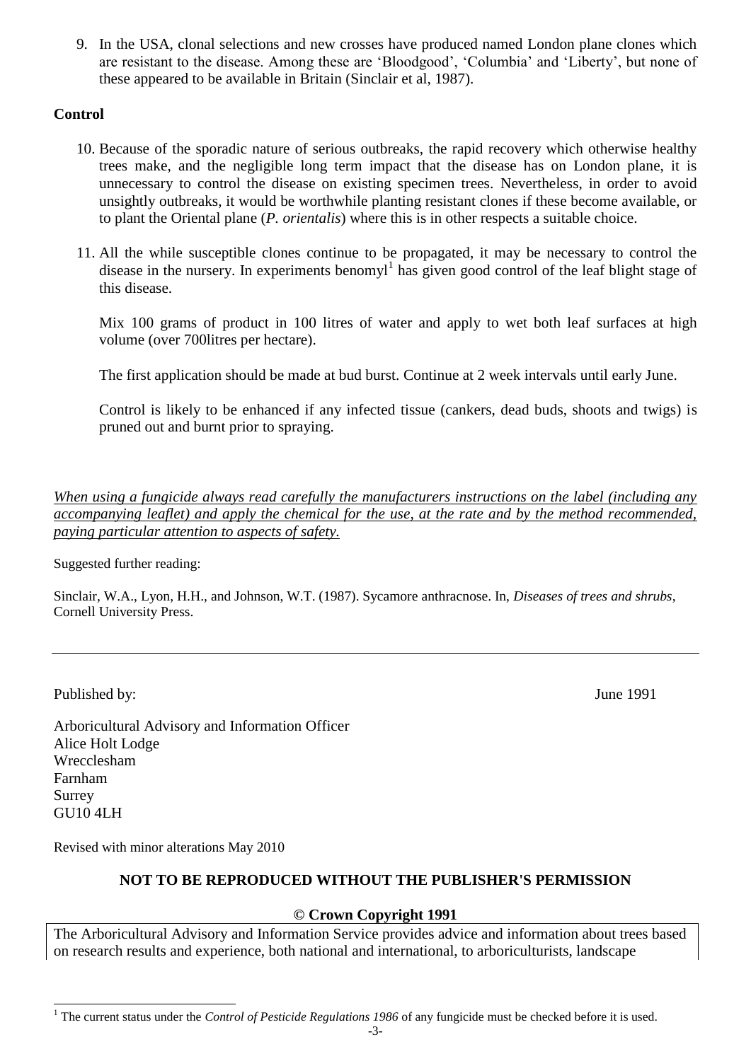9. In the USA, clonal selections and new crosses have produced named London plane clones which are resistant to the disease. Among these are 'Bloodgood', 'Columbia' and 'Liberty', but none of these appeared to be available in Britain (Sinclair et al, 1987).

**Control**

10. Because of the sporadic nature of serious outbreaks, the rapid recovery which otherwise healthy trees make, and the negligible long term impact that the disease has on London plane, it is unnecessary to control the disease on existing specimen trees. Nevertheless, in order to avoid unsightly outbreaks, it would be worthwhile planting resistant clones if these become available, or to plant the Oriental plane (*P. orientalis*) where this is in other respects a suitable choice.

11. All the while susceptible clones continue to be propagated, it may be necessary to control the disease in the nursery. In experiments benomyl[1] has given good control of the leaf blight stage of this disease.

    Mix 100 grams of product in 100 litres of water and apply to wet both leaf surfaces at high volume (over 700litres per hectare).

    The first application should be made at bud burst. Continue at 2 week intervals until early June.

    Control is likely to be enhanced if any infected tissue (cankers, dead buds, shoots and twigs) is pruned out and burnt prior to spraying.

*When using a fungicide always read carefully the manufacturers instructions on the label (including any accompanying leaflet) and apply the chemical for the use, at the rate and by the method recommended, paying particular attention to aspects of safety.*

Suggested further reading:

Sinclair, W.A., Lyon, H.H., and Johnson, W.T. (1987). Sycamore anthracnose. In, *Diseases of trees and shrubs*, Cornell University Press.

---

Published by: June 1991

Arboricultural Advisory and Information Officer
Alice Holt Lodge
Wrecclesham
Farnham
Surrey
GU10 4LH

Revised with minor alterations May 2010

**NOT TO BE REPRODUCED WITHOUT THE PUBLISHER'S PERMISSION**

**© Crown Copyright 1991**

The Arboricultural Advisory and Information Service provides advice and information about trees based on research results and experience, both national and international, to arboriculturists, landscape

[1] The current status under the *Control of Pesticide Regulations 1986* of any fungicide must be checked before it is used.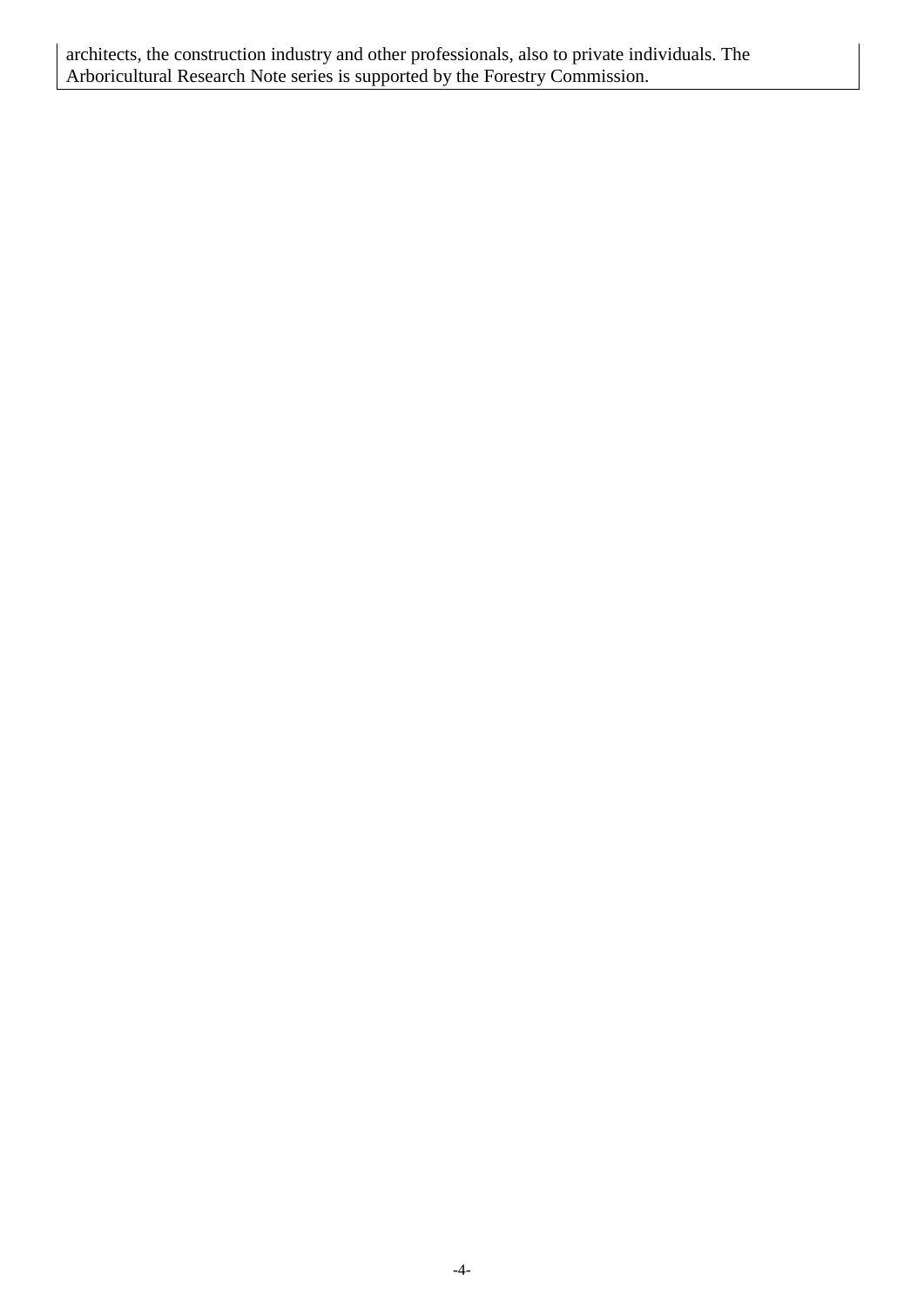architects, the construction industry and other professionals, also to private individuals. The Arboricultural Research Note series is supported by the Forestry Commission.